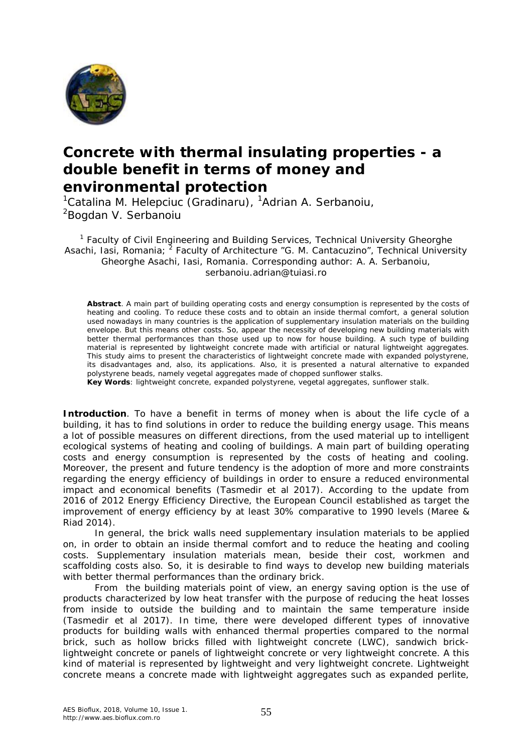# Concrete with thermal insulating properties - a double benefit in terms of money and environmental protection

[1]Catalina M. Helepciuc (Gradinaru), [1]Adrian A. Serbanoiu, [2]Bogdan V. Serbanoiu

[1] Faculty of Civil Engineering and Building Services, Technical University Gheorghe Asachi, Iasi, Romania; [2] Faculty of Architecture "G. M. Cantacuzino", Technical University Gheorghe Asachi, Iasi, Romania. Corresponding author: A. A. Serbanoiu, serbanoiu.adrian@tuiasi.ro

**Abstract**. A main part of building operating costs and energy consumption is represented by the costs of heating and cooling. To reduce these costs and to obtain an inside thermal comfort, a general solution used nowadays in many countries is the application of supplementary insulation materials on the building envelope. But this means other costs. So, appear the necessity of developing new building materials with better thermal performances than those used up to now for house building. A such type of building material is represented by lightweight concrete made with artificial or natural lightweight aggregates. This study aims to present the characteristics of lightweight concrete made with expanded polystyrene, its disadvantages and, also, its applications. Also, it is presented a natural alternative to expanded polystyrene beads, namely vegetal aggregates made of chopped sunflower stalks.

**Key Words**: lightweight concrete, expanded polystyrene, vegetal aggregates, sunflower stalk.

**Introduction**. To have a benefit in terms of money when is about the life cycle of a building, it has to find solutions in order to reduce the building energy usage. This means a lot of possible measures on different directions, from the used material up to intelligent ecological systems of heating and cooling of buildings. A main part of building operating costs and energy consumption is represented by the costs of heating and cooling. Moreover, the present and future tendency is the adoption of more and more constraints regarding the energy efficiency of buildings in order to ensure a reduced environmental impact and economical benefits (Tasmedir et al 2017). According to the update from 2016 of 2012 Energy Efficiency Directive, the European Council established as target the improvement of energy efficiency by at least 30% comparative to 1990 levels (Maree & Riad 2014).

In general, the brick walls need supplementary insulation materials to be applied on, in order to obtain an inside thermal comfort and to reduce the heating and cooling costs. Supplementary insulation materials mean, beside their cost, workmen and scaffolding costs also. So, it is desirable to find ways to develop new building materials with better thermal performances than the ordinary brick.

From the building materials point of view, an energy saving option is the use of products characterized by low heat transfer with the purpose of reducing the heat losses from inside to outside the building and to maintain the same temperature inside (Tasmedir et al 2017). In time, there were developed different types of innovative products for building walls with enhanced thermal properties compared to the normal brick, such as hollow bricks filled with lightweight concrete (LWC), sandwich brick-lightweight concrete or panels of lightweight concrete or very lightweight concrete. A this kind of material is represented by lightweight and very lightweight concrete. Lightweight concrete means a concrete made with lightweight aggregates such as expanded perlite,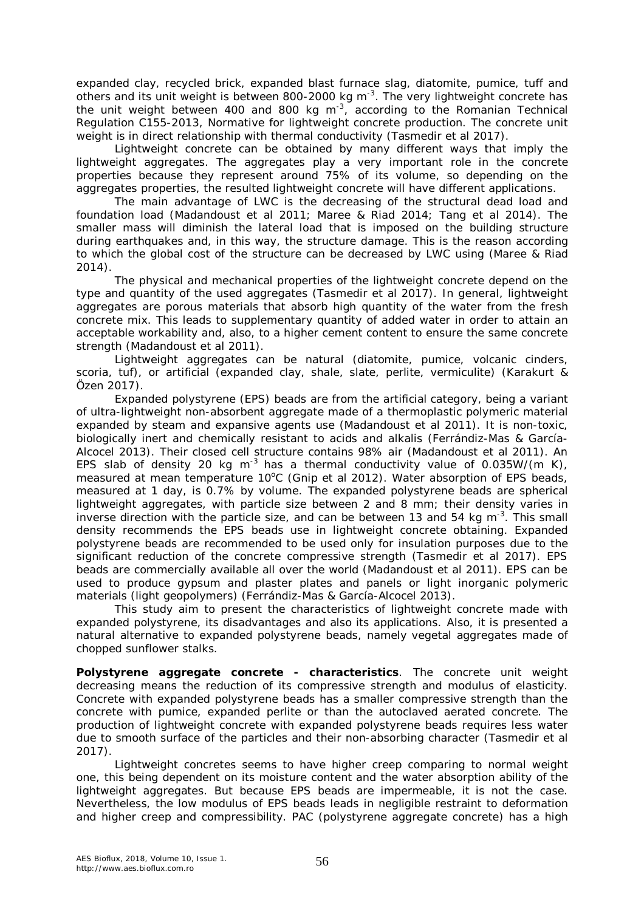expanded clay, recycled brick, expanded blast furnace slag, diatomite, pumice, tuff and others and its unit weight is between 800-2000 kg $m^{-3}$. The very lightweight concrete has the unit weight between 400 and 800 kg $m^{-3}$, according to the Romanian Technical Regulation C155-2013, Normative for lightweight concrete production. The concrete unit weight is in direct relationship with thermal conductivity (Tasmedir et al 2017).

Lightweight concrete can be obtained by many different ways that imply the lightweight aggregates. The aggregates play a very important role in the concrete properties because they represent around 75% of its volume, so depending on the aggregates properties, the resulted lightweight concrete will have different applications.

The main advantage of LWC is the decreasing of the structural dead load and foundation load (Madandoust et al 2011; Maree & Riad 2014; Tang et al 2014). The smaller mass will diminish the lateral load that is imposed on the building structure during earthquakes and, in this way, the structure damage. This is the reason according to which the global cost of the structure can be decreased by LWC using (Maree & Riad 2014).

The physical and mechanical properties of the lightweight concrete depend on the type and quantity of the used aggregates (Tasmedir et al 2017). In general, lightweight aggregates are porous materials that absorb high quantity of the water from the fresh concrete mix. This leads to supplementary quantity of added water in order to attain an acceptable workability and, also, to a higher cement content to ensure the same concrete strength (Madandoust et al 2011).

Lightweight aggregates can be natural (diatomite, pumice, volcanic cinders, scoria, tuf), or artificial (expanded clay, shale, slate, perlite, vermiculite) (Karakurt & Özen 2017).

Expanded polystyrene (EPS) beads are from the artificial category, being a variant of ultra-lightweight non-absorbent aggregate made of a thermoplastic polymeric material expanded by steam and expansive agents use (Madandoust et al 2011). It is non-toxic, biologically inert and chemically resistant to acids and alkalis (Ferrándiz-Mas & García-Alcocel 2013). Their closed cell structure contains 98% air (Madandoust et al 2011). An EPS slab of density 20 kg $m^{-3}$ has a thermal conductivity value of 0.035W/(m K), measured at mean temperature 10°C (Gnip et al 2012). Water absorption of EPS beads, measured at 1 day, is 0.7% by volume. The expanded polystyrene beads are spherical lightweight aggregates, with particle size between 2 and 8 mm; their density varies in inverse direction with the particle size, and can be between 13 and 54 kg $m^{-3}$. This small density recommends the EPS beads use in lightweight concrete obtaining. Expanded polystyrene beads are recommended to be used only for insulation purposes due to the significant reduction of the concrete compressive strength (Tasmedir et al 2017). EPS beads are commercially available all over the world (Madandoust et al 2011). EPS can be used to produce gypsum and plaster plates and panels or light inorganic polymeric materials (light geopolymers) (Ferrándiz-Mas & García-Alcocel 2013).

This study aim to present the characteristics of lightweight concrete made with expanded polystyrene, its disadvantages and also its applications. Also, it is presented a natural alternative to expanded polystyrene beads, namely vegetal aggregates made of chopped sunflower stalks.

**Polystyrene aggregate concrete - characteristics**. The concrete unit weight decreasing means the reduction of its compressive strength and modulus of elasticity. Concrete with expanded polystyrene beads has a smaller compressive strength than the concrete with pumice, expanded perlite or than the autoclaved aerated concrete. The production of lightweight concrete with expanded polystyrene beads requires less water due to smooth surface of the particles and their non-absorbing character (Tasmedir et al 2017).

Lightweight concretes seems to have higher creep comparing to normal weight one, this being dependent on its moisture content and the water absorption ability of the lightweight aggregates. But because EPS beads are impermeable, it is not the case. Nevertheless, the low modulus of EPS beads leads in negligible restraint to deformation and higher creep and compressibility. PAC (polystyrene aggregate concrete) has a high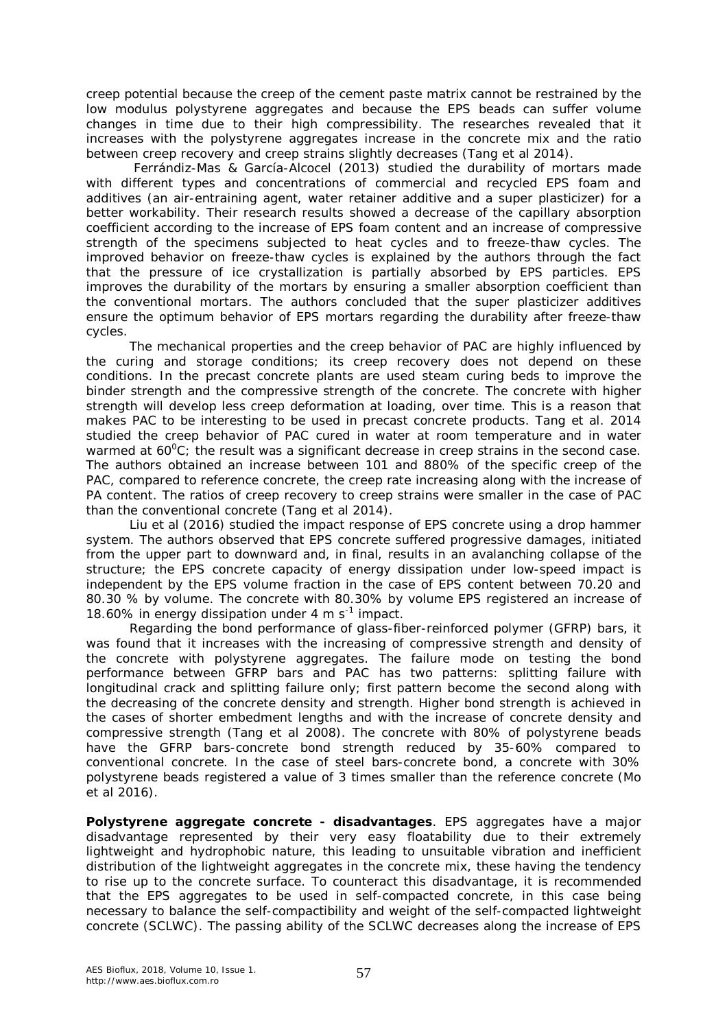creep potential because the creep of the cement paste matrix cannot be restrained by the low modulus polystyrene aggregates and because the EPS beads can suffer volume changes in time due to their high compressibility. The researches revealed that it increases with the polystyrene aggregates increase in the concrete mix and the ratio between creep recovery and creep strains slightly decreases (Tang et al 2014).

Ferrándiz-Mas & García-Alcocel (2013) studied the durability of mortars made with different types and concentrations of commercial and recycled EPS foam and additives (an air-entraining agent, water retainer additive and a super plasticizer) for a better workability. Their research results showed a decrease of the capillary absorption coefficient according to the increase of EPS foam content and an increase of compressive strength of the specimens subjected to heat cycles and to freeze-thaw cycles. The improved behavior on freeze-thaw cycles is explained by the authors through the fact that the pressure of ice crystallization is partially absorbed by EPS particles. EPS improves the durability of the mortars by ensuring a smaller absorption coefficient than the conventional mortars. The authors concluded that the super plasticizer additives ensure the optimum behavior of EPS mortars regarding the durability after freeze-thaw cycles.

The mechanical properties and the creep behavior of PAC are highly influenced by the curing and storage conditions; its creep recovery does not depend on these conditions. In the precast concrete plants are used steam curing beds to improve the binder strength and the compressive strength of the concrete. The concrete with higher strength will develop less creep deformation at loading, over time. This is a reason that makes PAC to be interesting to be used in precast concrete products. Tang et al. 2014 studied the creep behavior of PAC cured in water at room temperature and in water warmed at $60^0$C; the result was a significant decrease in creep strains in the second case. The authors obtained an increase between 101 and 880% of the specific creep of the PAC, compared to reference concrete, the creep rate increasing along with the increase of PA content. The ratios of creep recovery to creep strains were smaller in the case of PAC than the conventional concrete (Tang et al 2014).

Liu et al (2016) studied the impact response of EPS concrete using a drop hammer system. The authors observed that EPS concrete suffered progressive damages, initiated from the upper part to downward and, in final, results in an avalanching collapse of the structure; the EPS concrete capacity of energy dissipation under low-speed impact is independent by the EPS volume fraction in the case of EPS content between 70.20 and 80.30 % by volume. The concrete with 80.30% by volume EPS registered an increase of 18.60% in energy dissipation under 4 m $s^{-1}$ impact.

Regarding the bond performance of glass-fiber-reinforced polymer (GFRP) bars, it was found that it increases with the increasing of compressive strength and density of the concrete with polystyrene aggregates. The failure mode on testing the bond performance between GFRP bars and PAC has two patterns: splitting failure with longitudinal crack and splitting failure only; first pattern become the second along with the decreasing of the concrete density and strength. Higher bond strength is achieved in the cases of shorter embedment lengths and with the increase of concrete density and compressive strength (Tang et al 2008). The concrete with 80% of polystyrene beads have the GFRP bars-concrete bond strength reduced by 35-60% compared to conventional concrete. In the case of steel bars-concrete bond, a concrete with 30% polystyrene beads registered a value of 3 times smaller than the reference concrete (Mo et al 2016).

**Polystyrene aggregate concrete - disadvantages**. EPS aggregates have a major disadvantage represented by their very easy floatability due to their extremely lightweight and hydrophobic nature, this leading to unsuitable vibration and inefficient distribution of the lightweight aggregates in the concrete mix, these having the tendency to rise up to the concrete surface. To counteract this disadvantage, it is recommended that the EPS aggregates to be used in self-compacted concrete, in this case being necessary to balance the self-compactibility and weight of the self-compacted lightweight concrete (SCLWC). The passing ability of the SCLWC decreases along the increase of EPS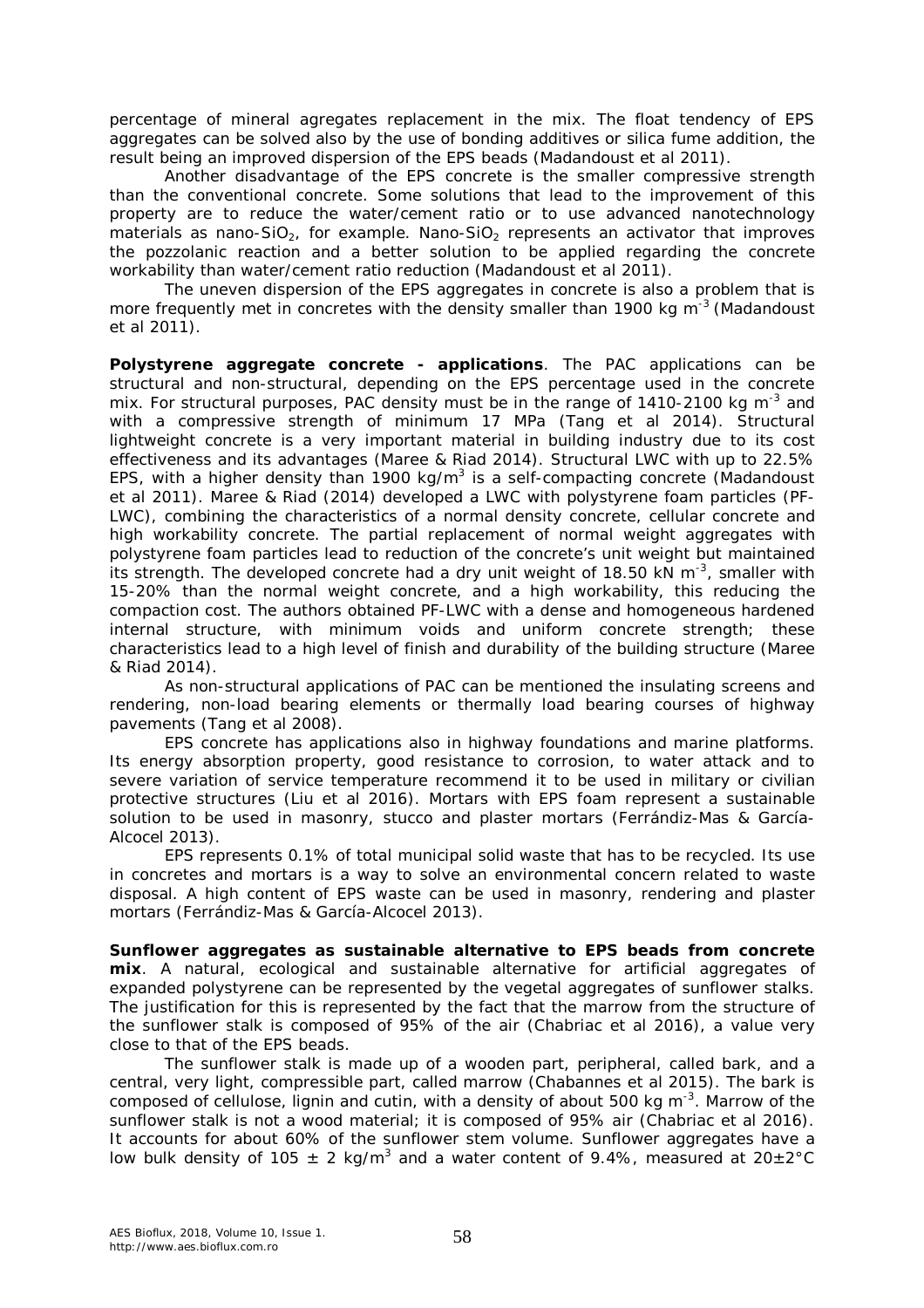percentage of mineral agregates replacement in the mix. The float tendency of EPS aggregates can be solved also by the use of bonding additives or silica fume addition, the result being an improved dispersion of the EPS beads (Madandoust et al 2011).

Another disadvantage of the EPS concrete is the smaller compressive strength than the conventional concrete. Some solutions that lead to the improvement of this property are to reduce the water/cement ratio or to use advanced nanotechnology materials as nano-$SiO_2$, for example. Nano-$SiO_2$ represents an activator that improves the pozzolanic reaction and a better solution to be applied regarding the concrete workability than water/cement ratio reduction (Madandoust et al 2011).

The uneven dispersion of the EPS aggregates in concrete is also a problem that is more frequently met in concretes with the density smaller than 1900 kg $m^{-3}$ (Madandoust et al 2011).

**Polystyrene aggregate concrete - applications**. The PAC applications can be structural and non-structural, depending on the EPS percentage used in the concrete mix. For structural purposes, PAC density must be in the range of 1410-2100 kg $m^{-3}$ and with a compressive strength of minimum 17 MPa (Tang et al 2014). Structural lightweight concrete is a very important material in building industry due to its cost effectiveness and its advantages (Maree & Riad 2014). Structural LWC with up to 22.5% EPS, with a higher density than 1900 kg/$m^3$ is a self-compacting concrete (Madandoust et al 2011). Maree & Riad (2014) developed a LWC with polystyrene foam particles (PF-LWC), combining the characteristics of a normal density concrete, cellular concrete and high workability concrete. The partial replacement of normal weight aggregates with polystyrene foam particles lead to reduction of the concrete's unit weight but maintained its strength. The developed concrete had a dry unit weight of 18.50 kN $m^{-3}$, smaller with 15-20% than the normal weight concrete, and a high workability, this reducing the compaction cost. The authors obtained PF-LWC with a dense and homogeneous hardened internal structure, with minimum voids and uniform concrete strength; these characteristics lead to a high level of finish and durability of the building structure (Maree & Riad 2014).

As non-structural applications of PAC can be mentioned the insulating screens and rendering, non-load bearing elements or thermally load bearing courses of highway pavements (Tang et al 2008).

EPS concrete has applications also in highway foundations and marine platforms. Its energy absorption property, good resistance to corrosion, to water attack and to severe variation of service temperature recommend it to be used in military or civilian protective structures (Liu et al 2016). Mortars with EPS foam represent a sustainable solution to be used in masonry, stucco and plaster mortars (Ferrándiz-Mas & García-Alcocel 2013).

EPS represents 0.1% of total municipal solid waste that has to be recycled. Its use in concretes and mortars is a way to solve an environmental concern related to waste disposal. A high content of EPS waste can be used in masonry, rendering and plaster mortars (Ferrándiz-Mas & García-Alcocel 2013).

**Sunflower aggregates as sustainable alternative to EPS beads from concrete mix**. A natural, ecological and sustainable alternative for artificial aggregates of expanded polystyrene can be represented by the vegetal aggregates of sunflower stalks. The justification for this is represented by the fact that the marrow from the structure of the sunflower stalk is composed of 95% of the air (Chabriac et al 2016), a value very close to that of the EPS beads.

The sunflower stalk is made up of a wooden part, peripheral, called bark, and a central, very light, compressible part, called marrow (Chabannes et al 2015). The bark is composed of cellulose, lignin and cutin, with a density of about 500 kg $m^{-3}$. Marrow of the sunflower stalk is not a wood material; it is composed of 95% air (Chabriac et al 2016). It accounts for about 60% of the sunflower stem volume. Sunflower aggregates have a low bulk density of 105 $\pm$ 2 kg/$m^3$ and a water content of 9.4%, measured at 20$\pm$2°C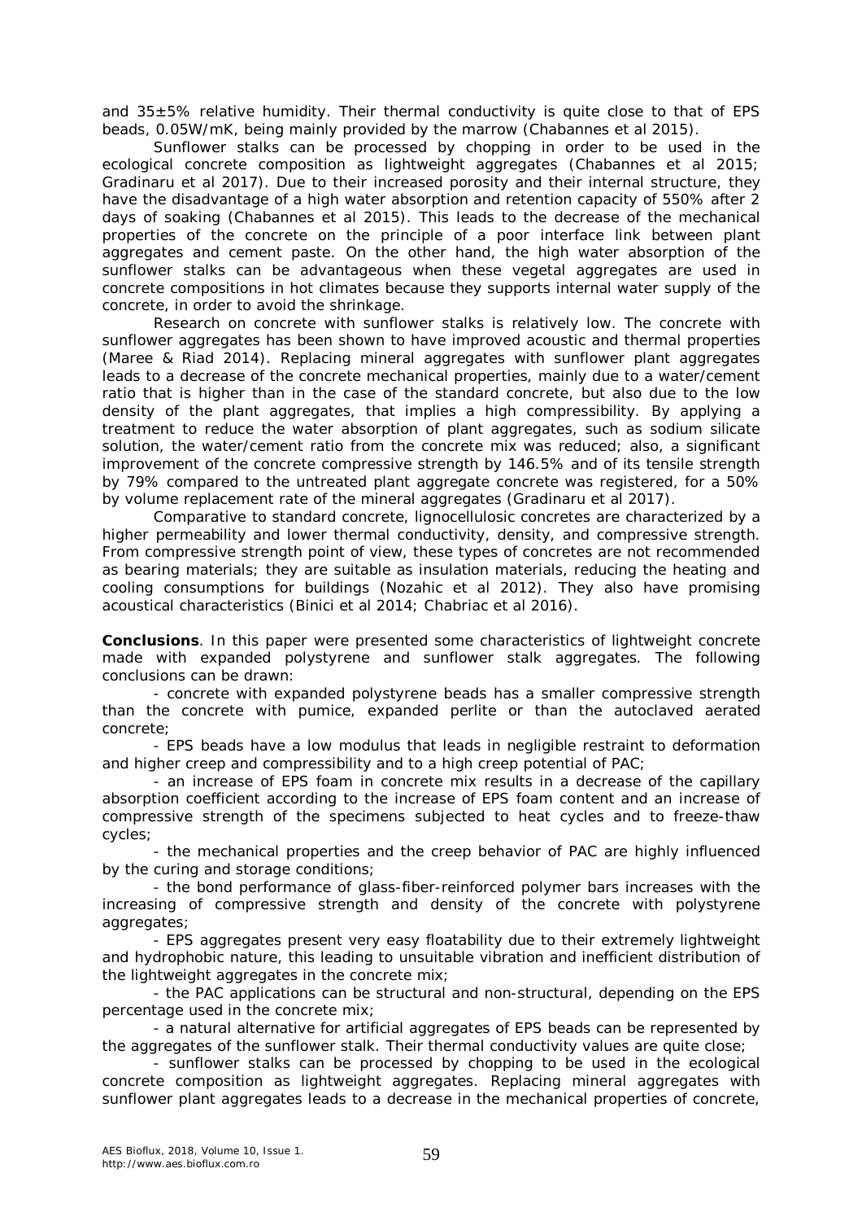and 35±5% relative humidity. Their thermal conductivity is quite close to that of EPS beads, 0.05W/mK, being mainly provided by the marrow (Chabannes et al 2015).

Sunflower stalks can be processed by chopping in order to be used in the ecological concrete composition as lightweight aggregates (Chabannes et al 2015; Gradinaru et al 2017). Due to their increased porosity and their internal structure, they have the disadvantage of a high water absorption and retention capacity of 550% after 2 days of soaking (Chabannes et al 2015). This leads to the decrease of the mechanical properties of the concrete on the principle of a poor interface link between plant aggregates and cement paste. On the other hand, the high water absorption of the sunflower stalks can be advantageous when these vegetal aggregates are used in concrete compositions in hot climates because they supports internal water supply of the concrete, in order to avoid the shrinkage.

Research on concrete with sunflower stalks is relatively low. The concrete with sunflower aggregates has been shown to have improved acoustic and thermal properties (Maree & Riad 2014). Replacing mineral aggregates with sunflower plant aggregates leads to a decrease of the concrete mechanical properties, mainly due to a water/cement ratio that is higher than in the case of the standard concrete, but also due to the low density of the plant aggregates, that implies a high compressibility. By applying a treatment to reduce the water absorption of plant aggregates, such as sodium silicate solution, the water/cement ratio from the concrete mix was reduced; also, a significant improvement of the concrete compressive strength by 146.5% and of its tensile strength by 79% compared to the untreated plant aggregate concrete was registered, for a 50% by volume replacement rate of the mineral aggregates (Gradinaru et al 2017).

Comparative to standard concrete, lignocellulosic concretes are characterized by a higher permeability and lower thermal conductivity, density, and compressive strength. From compressive strength point of view, these types of concretes are not recommended as bearing materials; they are suitable as insulation materials, reducing the heating and cooling consumptions for buildings (Nozahic et al 2012). They also have promising acoustical characteristics (Binici et al 2014; Chabriac et al 2016).

**Conclusions**. In this paper were presented some characteristics of lightweight concrete made with expanded polystyrene and sunflower stalk aggregates. The following conclusions can be drawn:

- concrete with expanded polystyrene beads has a smaller compressive strength than the concrete with pumice, expanded perlite or than the autoclaved aerated concrete;
- EPS beads have a low modulus that leads in negligible restraint to deformation and higher creep and compressibility and to a high creep potential of PAC;
- an increase of EPS foam in concrete mix results in a decrease of the capillary absorption coefficient according to the increase of EPS foam content and an increase of compressive strength of the specimens subjected to heat cycles and to freeze-thaw cycles;
- the mechanical properties and the creep behavior of PAC are highly influenced by the curing and storage conditions;
- the bond performance of glass-fiber-reinforced polymer bars increases with the increasing of compressive strength and density of the concrete with polystyrene aggregates;
- EPS aggregates present very easy floatability due to their extremely lightweight and hydrophobic nature, this leading to unsuitable vibration and inefficient distribution of the lightweight aggregates in the concrete mix;
- the PAC applications can be structural and non-structural, depending on the EPS percentage used in the concrete mix;
- a natural alternative for artificial aggregates of EPS beads can be represented by the aggregates of the sunflower stalk. Their thermal conductivity values are quite close;
- sunflower stalks can be processed by chopping to be used in the ecological concrete composition as lightweight aggregates. Replacing mineral aggregates with sunflower plant aggregates leads to a decrease in the mechanical properties of concrete,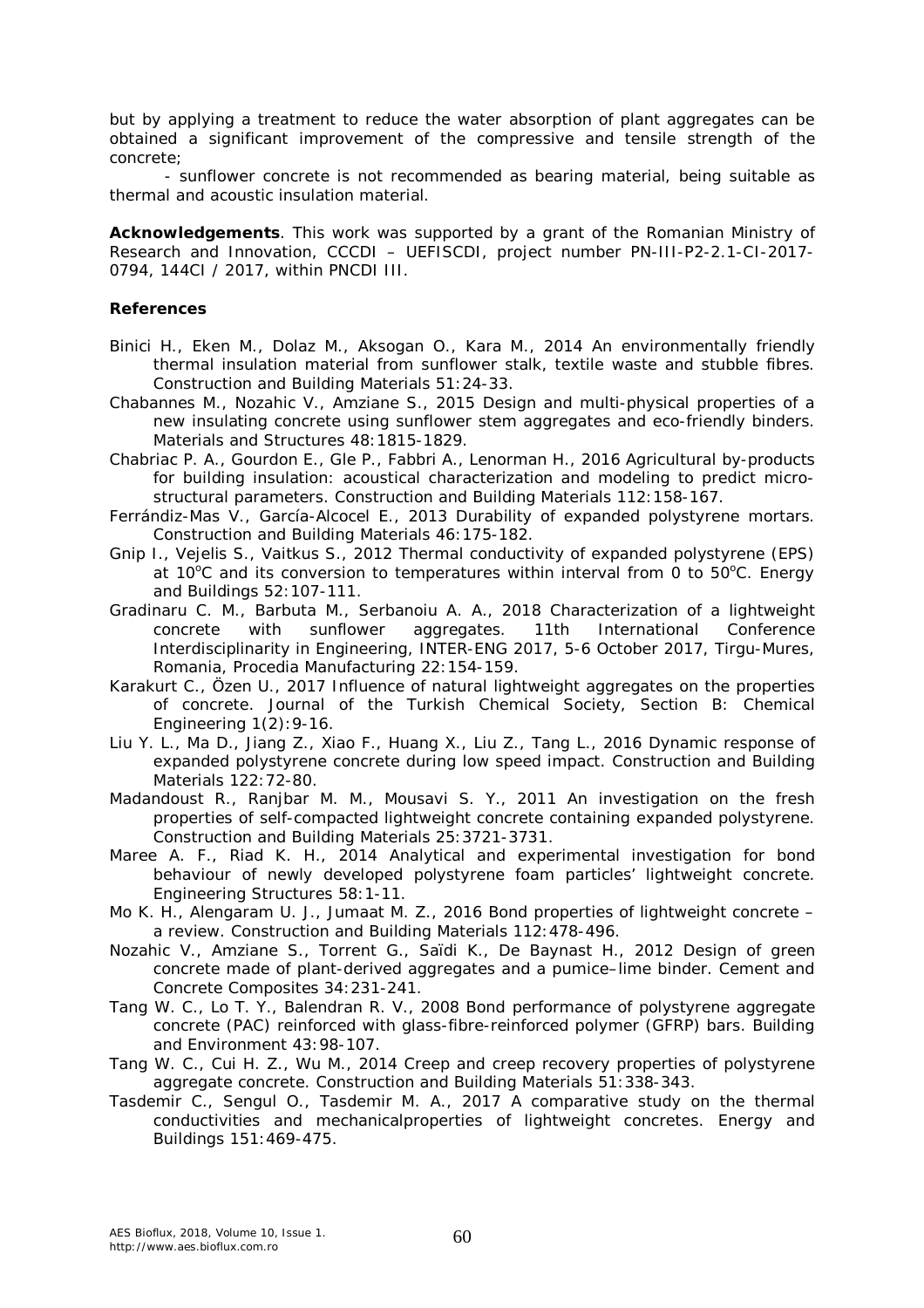but by applying a treatment to reduce the water absorption of plant aggregates can be obtained a significant improvement of the compressive and tensile strength of the concrete;

- sunflower concrete is not recommended as bearing material, being suitable as thermal and acoustic insulation material.

**Acknowledgements**. This work was supported by a grant of the Romanian Ministry of Research and Innovation, CCCDI – UEFISCDI, project number PN-III-P2-2.1-CI-2017-0794, 144CI / 2017, within PNCDI III.

**References**

Binici H., Eken M., Dolaz M., Aksogan O., Kara M., 2014 An environmentally friendly thermal insulation material from sunflower stalk, textile waste and stubble fibres. Construction and Building Materials 51:24-33.

Chabannes M., Nozahic V., Amziane S., 2015 Design and multi-physical properties of a new insulating concrete using sunflower stem aggregates and eco-friendly binders. Materials and Structures 48:1815-1829.

Chabriac P. A., Gourdon E., Gle P., Fabbri A., Lenorman H., 2016 Agricultural by-products for building insulation: acoustical characterization and modeling to predict micro-structural parameters. Construction and Building Materials 112:158-167.

Ferrándiz-Mas V., García-Alcocel E., 2013 Durability of expanded polystyrene mortars. Construction and Building Materials 46:175-182.

Gnip I., Vejelis S., Vaitkus S., 2012 Thermal conductivity of expanded polystyrene (EPS) at $10^{o}$C and its conversion to temperatures within interval from 0 to $50^{o}$C. Energy and Buildings 52:107-111.

Gradinaru C. M., Barbuta M., Serbanoiu A. A., 2018 Characterization of a lightweight concrete with sunflower aggregates. 11th International Conference Interdisciplinarity in Engineering, INTER-ENG 2017, 5-6 October 2017, Tirgu-Mures, Romania, Procedia Manufacturing 22:154-159.

Karakurt C., Özen U., 2017 Influence of natural lightweight aggregates on the properties of concrete. Journal of the Turkish Chemical Society, Section B: Chemical Engineering 1(2):9-16.

Liu Y. L., Ma D., Jiang Z., Xiao F., Huang X., Liu Z., Tang L., 2016 Dynamic response of expanded polystyrene concrete during low speed impact. Construction and Building Materials 122:72-80.

Madandoust R., Ranjbar M. M., Mousavi S. Y., 2011 An investigation on the fresh properties of self-compacted lightweight concrete containing expanded polystyrene. Construction and Building Materials 25:3721-3731.

Maree A. F., Riad K. H., 2014 Analytical and experimental investigation for bond behaviour of newly developed polystyrene foam particles' lightweight concrete. Engineering Structures 58:1-11.

Mo K. H., Alengaram U. J., Jumaat M. Z., 2016 Bond properties of lightweight concrete – a review. Construction and Building Materials 112:478-496.

Nozahic V., Amziane S., Torrent G., Saïdi K., De Baynast H., 2012 Design of green concrete made of plant-derived aggregates and a pumice–lime binder. Cement and Concrete Composites 34:231-241.

Tang W. C., Lo T. Y., Balendran R. V., 2008 Bond performance of polystyrene aggregate concrete (PAC) reinforced with glass-fibre-reinforced polymer (GFRP) bars. Building and Environment 43:98-107.

Tang W. C., Cui H. Z., Wu M., 2014 Creep and creep recovery properties of polystyrene aggregate concrete. Construction and Building Materials 51:338-343.

Tasdemir C., Sengul O., Tasdemir M. A., 2017 A comparative study on the thermal conductivities and mechanicalproperties of lightweight concretes. Energy and Buildings 151:469-475.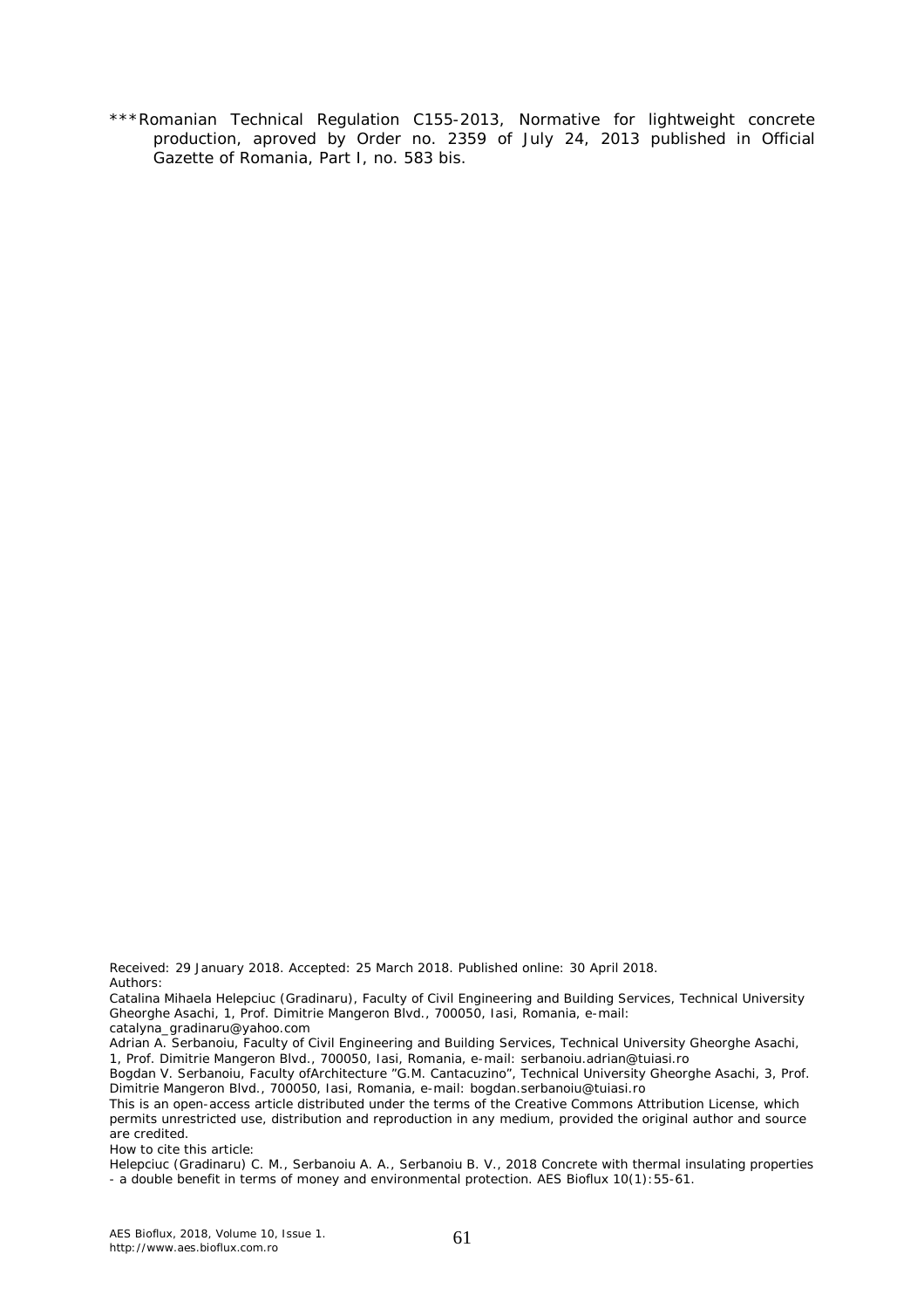***Romanian Technical Regulation C155-2013, Normative for lightweight concrete production, aproved by Order no. 2359 of July 24, 2013 published in Official Gazette of Romania, Part I, no. 583 bis.

Received: 29 January 2018. Accepted: 25 March 2018. Published online: 30 April 2018.
Authors:
Catalina Mihaela Helepciuc (Gradinaru), Faculty of Civil Engineering and Building Services, Technical University Gheorghe Asachi, 1, Prof. Dimitrie Mangeron Blvd., 700050, Iasi, Romania, e-mail: catalyna_gradinaru@yahoo.com
Adrian A. Serbanoiu, Faculty of Civil Engineering and Building Services, Technical University Gheorghe Asachi, 1, Prof. Dimitrie Mangeron Blvd., 700050, Iasi, Romania, e-mail: serbanoiu.adrian@tuiasi.ro
Bogdan V. Serbanoiu, Faculty ofArchitecture "G.M. Cantacuzino", Technical University Gheorghe Asachi, 3, Prof. Dimitrie Mangeron Blvd., 700050, Iasi, Romania, e-mail: bogdan.serbanoiu@tuiasi.ro
This is an open-access article distributed under the terms of the Creative Commons Attribution License, which permits unrestricted use, distribution and reproduction in any medium, provided the original author and source are credited.
How to cite this article:
Helepciuc (Gradinaru) C. M., Serbanoiu A. A., Serbanoiu B. V., 2018 Concrete with thermal insulating properties - a double benefit in terms of money and environmental protection. AES Bioflux 10(1):55-61.